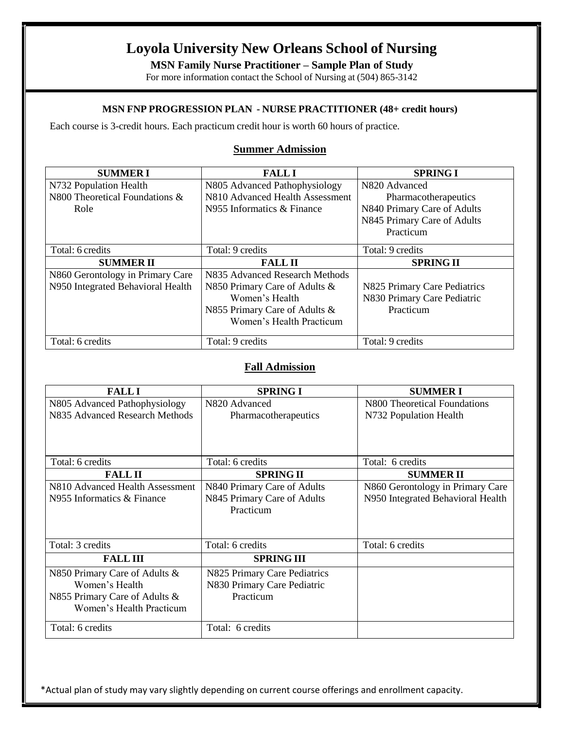# Loyola University New Orleans School of Nursing

**MSN Family Nurse Practitioner – Sample Plan of Study**

For more information contact the School of Nursing at (504) 865-3142

**MSN FNP PROGRESSION PLAN - NURSE PRACTITIONER (48+ credit hours)**

Each course is 3-credit hours. Each practicum credit hour is worth 60 hours of practice.

## Summer Admission

| SUMMER I | FALL I | SPRING I |
|---|---|---|
| N732 Population Health<br>N800 Theoretical Foundations & Role | N805 Advanced Pathophysiology<br>N810 Advanced Health Assessment<br>N955 Informatics & Finance | N820 Advanced Pharmacotherapeutics<br>N840 Primary Care of Adults<br>N845 Primary Care of Adults Practicum |
| Total: 6 credits | Total: 9 credits | Total: 9 credits |
| **SUMMER II** | **FALL II** | **SPRING II** |
| N860 Gerontology in Primary Care<br>N950 Integrated Behavioral Health | N835 Advanced Research Methods<br>N850 Primary Care of Adults & Women's Health<br>N855 Primary Care of Adults & Women's Health Practicum | N825 Primary Care Pediatrics<br>N830 Primary Care Pediatric Practicum |
| Total: 6 credits | Total: 9 credits | Total: 9 credits |

## Fall Admission

| FALL I | SPRING I | SUMMER I |
|---|---|---|
| N805 Advanced Pathophysiology<br>N835 Advanced Research Methods | N820 Advanced Pharmacotherapeutics | N800 Theoretical Foundations<br>N732 Population Health |
| Total: 6 credits | Total: 6 credits | Total: 6 credits |
| **FALL II** | **SPRING II** | **SUMMER II** |
| N810 Advanced Health Assessment<br>N955 Informatics & Finance | N840 Primary Care of Adults<br>N845 Primary Care of Adults Practicum | N860 Gerontology in Primary Care<br>N950 Integrated Behavioral Health |
| Total: 3 credits | Total: 6 credits | Total: 6 credits |
| **FALL III** | **SPRING III** | |
| N850 Primary Care of Adults & Women's Health<br>N855 Primary Care of Adults & Women's Health Practicum | N825 Primary Care Pediatrics<br>N830 Primary Care Pediatric Practicum | |
| Total: 6 credits | Total: 6 credits | |

*Actual plan of study may vary slightly depending on current course offerings and enrollment capacity.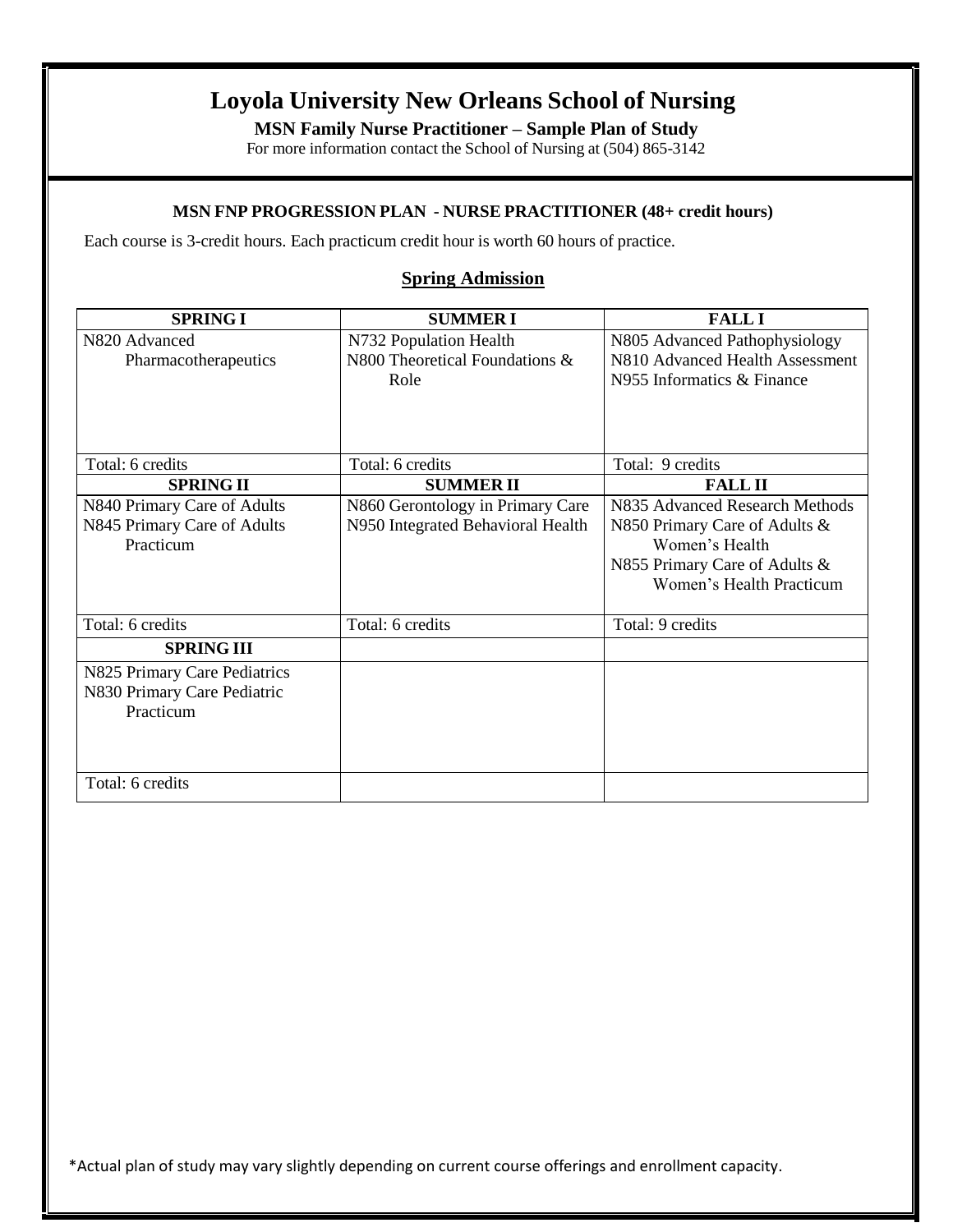# Loyola University New Orleans School of Nursing

**MSN Family Nurse Practitioner – Sample Plan of Study**

For more information contact the School of Nursing at (504) 865-3142

**MSN FNP PROGRESSION PLAN - NURSE PRACTITIONER (48+ credit hours)**

Each course is 3-credit hours. Each practicum credit hour is worth 60 hours of practice.

## Spring Admission

| SPRING I | SUMMER I | FALL I |
|---|---|---|
| N820 Advanced Pharmacotherapeutics | N732 Population Health<br>N800 Theoretical Foundations & Role | N805 Advanced Pathophysiology<br>N810 Advanced Health Assessment<br>N955 Informatics & Finance |
| Total: 6 credits | Total: 6 credits | Total: 9 credits |
| **SPRING II** | **SUMMER II** | **FALL II** |
| N840 Primary Care of Adults<br>N845 Primary Care of Adults Practicum | N860 Gerontology in Primary Care<br>N950 Integrated Behavioral Health | N835 Advanced Research Methods<br>N850 Primary Care of Adults & Women's Health<br>N855 Primary Care of Adults & Women's Health Practicum |
| Total: 6 credits | Total: 6 credits | Total: 9 credits |
| **SPRING III** | | |
| N825 Primary Care Pediatrics<br>N830 Primary Care Pediatric Practicum | | |
| Total: 6 credits | | |

*Actual plan of study may vary slightly depending on current course offerings and enrollment capacity.